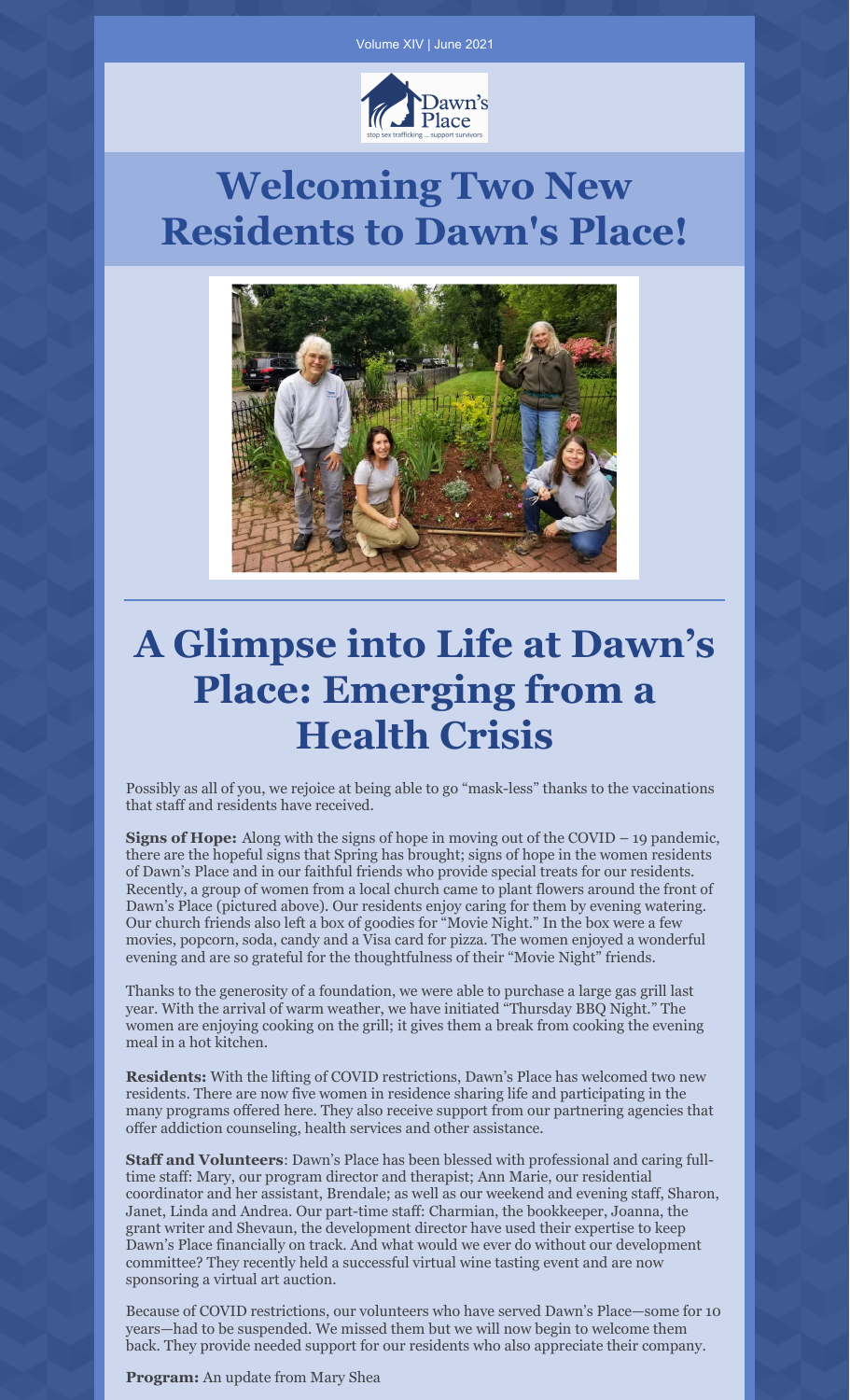Volume XIV | June 2021

# Welcoming Two New Residents to Dawn's Place!

# A Glimpse into Life at Dawn's Place: Emerging from a Health Crisis

Possibly as all of you, we rejoice at being able to go "mask-less" thanks to the vaccinations that staff and residents have received.

**Signs of Hope:** Along with the signs of hope in moving out of the COVID – 19 pandemic, there are the hopeful signs that Spring has brought; signs of hope in the women residents of Dawn's Place and in our faithful friends who provide special treats for our residents. Recently, a group of women from a local church came to plant flowers around the front of Dawn's Place (pictured above). Our residents enjoy caring for them by evening watering. Our church friends also left a box of goodies for "Movie Night." In the box were a few movies, popcorn, soda, candy and a Visa card for pizza. The women enjoyed a wonderful evening and are so grateful for the thoughtfulness of their "Movie Night" friends.

Thanks to the generosity of a foundation, we were able to purchase a large gas grill last year. With the arrival of warm weather, we have initiated "Thursday BBQ Night." The women are enjoying cooking on the grill; it gives them a break from cooking the evening meal in a hot kitchen.

**Residents:** With the lifting of COVID restrictions, Dawn's Place has welcomed two new residents. There are now five women in residence sharing life and participating in the many programs offered here. They also receive support from our partnering agencies that offer addiction counseling, health services and other assistance.

**Staff and Volunteers**: Dawn's Place has been blessed with professional and caring full-time staff: Mary, our program director and therapist; Ann Marie, our residential coordinator and her assistant, Brendale; as well as our weekend and evening staff, Sharon, Janet, Linda and Andrea. Our part-time staff: Charmian, the bookkeeper, Joanna, the grant writer and Shevaun, the development director have used their expertise to keep Dawn's Place financially on track. And what would we ever do without our development committee? They recently held a successful virtual wine tasting event and are now sponsoring a virtual art auction.

Because of COVID restrictions, our volunteers who have served Dawn's Place—some for 10 years—had to be suspended. We missed them but we will now begin to welcome them back. They provide needed support for our residents who also appreciate their company.

**Program:** An update from Mary Shea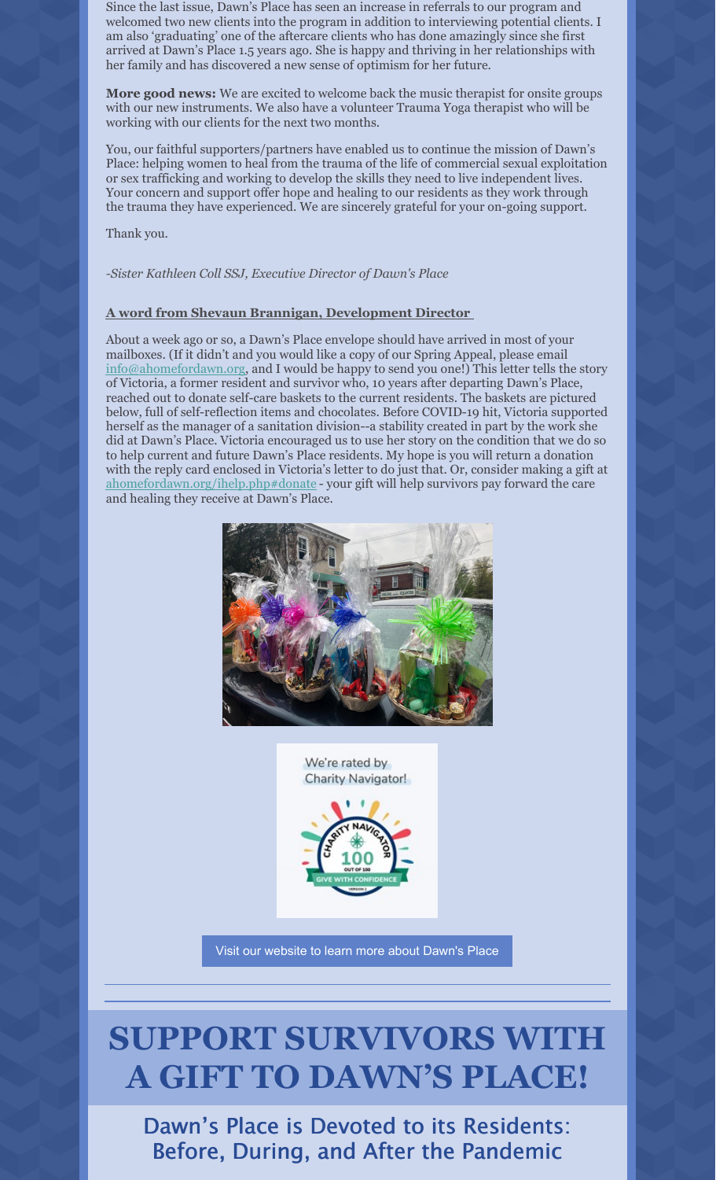Since the last issue, Dawn's Place has seen an increase in referrals to our program and welcomed two new clients into the program in addition to interviewing potential clients. I am also 'graduating' one of the aftercare clients who has done amazingly since she first arrived at Dawn's Place 1.5 years ago. She is happy and thriving in her relationships with her family and has discovered a new sense of optimism for her future.

**More good news:** We are excited to welcome back the music therapist for onsite groups with our new instruments. We also have a volunteer Trauma Yoga therapist who will be working with our clients for the next two months.

You, our faithful supporters/partners have enabled us to continue the mission of Dawn's Place: helping women to heal from the trauma of the life of commercial sexual exploitation or sex trafficking and working to develop the skills they need to live independent lives. Your concern and support offer hope and healing to our residents as they work through the trauma they have experienced. We are sincerely grateful for your on-going support.

Thank you.

*-Sister Kathleen Coll SSJ, Executive Director of Dawn's Place*

**A word from Shevaun Brannigan, Development Director**

About a week ago or so, a Dawn's Place envelope should have arrived in most of your mailboxes. (If it didn't and you would like a copy of our Spring Appeal, please email info@ahomefordawn.org, and I would be happy to send you one!) This letter tells the story of Victoria, a former resident and survivor who, 10 years after departing Dawn's Place, reached out to donate self-care baskets to the current residents. The baskets are pictured below, full of self-reflection items and chocolates. Before COVID-19 hit, Victoria supported herself as the manager of a sanitation division--a stability created in part by the work she did at Dawn's Place. Victoria encouraged us to use her story on the condition that we do so to help current and future Dawn's Place residents. My hope is you will return a donation with the reply card enclosed in Victoria's letter to do just that. Or, consider making a gift at ahomefordawn.org/ihelp.php#donate - your gift will help survivors pay forward the care and healing they receive at Dawn's Place.

We're rated by Charity Navigator!

Visit our website to learn more about Dawn's Place

# SUPPORT SURVIVORS WITH A GIFT TO DAWN'S PLACE!

## Dawn's Place is Devoted to its Residents: Before, During, and After the Pandemic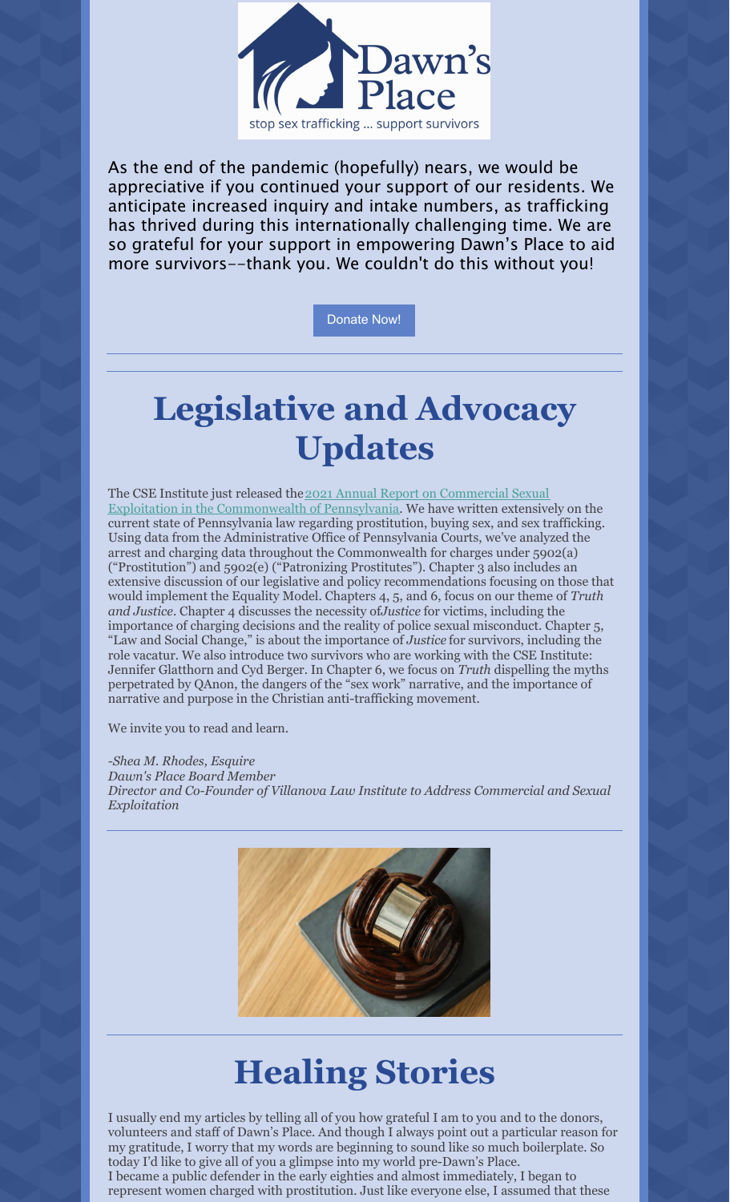Dawn's Place

stop sex trafficking ... support survivors

As the end of the pandemic (hopefully) nears, we would be appreciative if you continued your support of our residents. We anticipate increased inquiry and intake numbers, as trafficking has thrived during this internationally challenging time. We are so grateful for your support in empowering Dawn's Place to aid more survivors--thank you. We couldn't do this without you!

Donate Now!

---

# Legislative and Advocacy Updates

The CSE Institute just released the [2021 Annual Report on Commercial Sexual Exploitation in the Commonwealth of Pennsylvania](). We have written extensively on the current state of Pennsylvania law regarding prostitution, buying sex, and sex trafficking. Using data from the Administrative Office of Pennsylvania Courts, we've analyzed the arrest and charging data throughout the Commonwealth for charges under 5902(a) ("Prostitution") and 5902(e) ("Patronizing Prostitutes"). Chapter 3 also includes an extensive discussion of our legislative and policy recommendations focusing on those that would implement the Equality Model. Chapters 4, 5, and 6, focus on our theme of *Truth and Justice*. Chapter 4 discusses the necessity of *Justice* for victims, including the importance of charging decisions and the reality of police sexual misconduct. Chapter 5, "Law and Social Change," is about the importance of *Justice* for survivors, including the role vacatur. We also introduce two survivors who are working with the CSE Institute: Jennifer Glatthorn and Cyd Berger. In Chapter 6, we focus on *Truth* dispelling the myths perpetrated by QAnon, the dangers of the "sex work" narrative, and the importance of narrative and purpose in the Christian anti-trafficking movement.

We invite you to read and learn.

*-Shea M. Rhodes, Esquire*
*Dawn's Place Board Member*
*Director and Co-Founder of Villanova Law Institute to Address Commercial and Sexual Exploitation*

---

# Healing Stories

I usually end my articles by telling all of you how grateful I am to you and to the donors, volunteers and staff of Dawn's Place. And though I always point out a particular reason for my gratitude, I worry that my words are beginning to sound like so much boilerplate. So today I'd like to give all of you a glimpse into my world pre-Dawn's Place.
I became a public defender in the early eighties and almost immediately, I began to represent women charged with prostitution. Just like everyone else, I assumed that these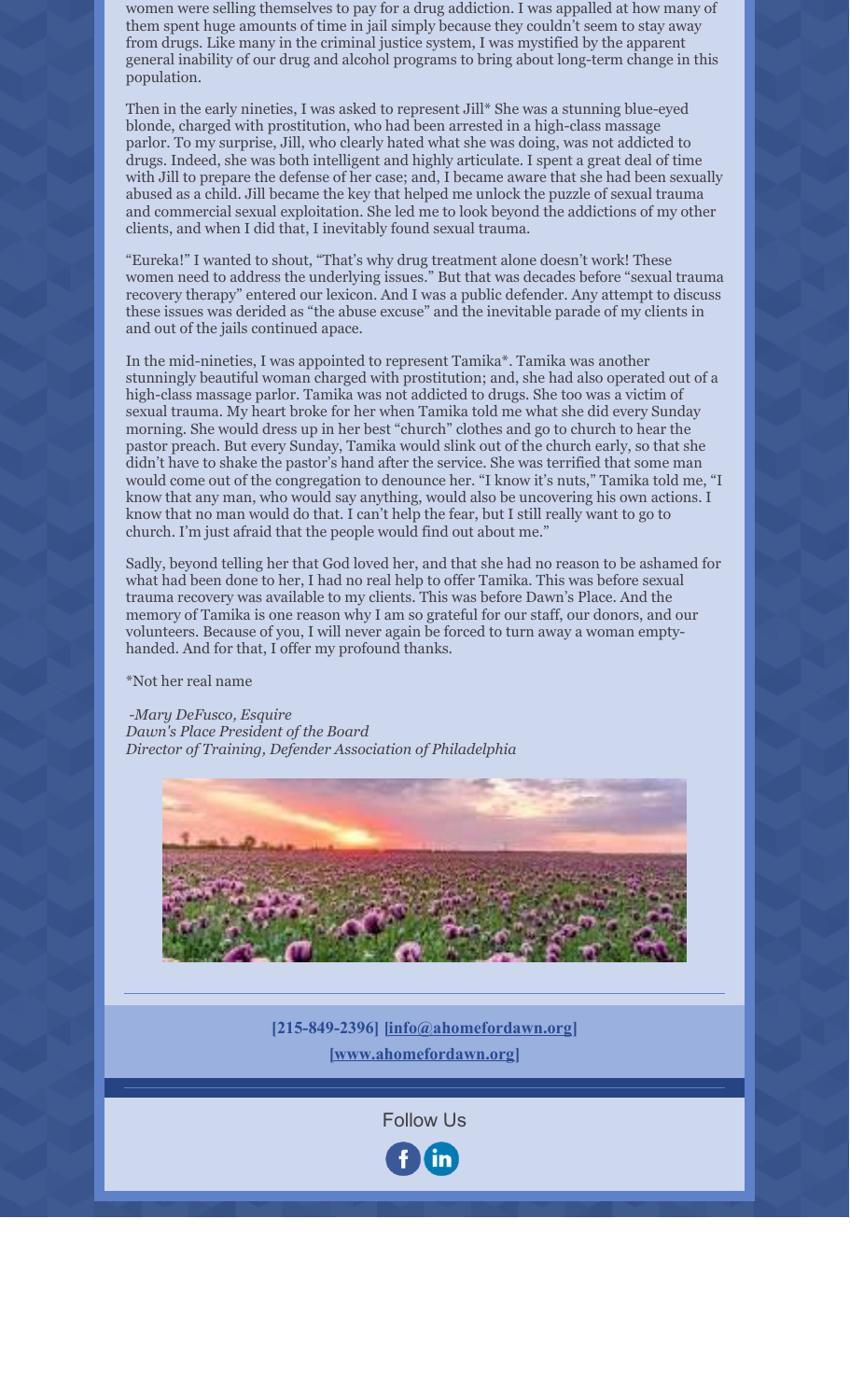women were selling themselves to pay for a drug addiction. I was appalled at how many of them spent huge amounts of time in jail simply because they couldn't seem to stay away from drugs. Like many in the criminal justice system, I was mystified by the apparent general inability of our drug and alcohol programs to bring about long-term change in this population.

Then in the early nineties, I was asked to represent Jill* She was a stunning blue-eyed blonde, charged with prostitution, who had been arrested in a high-class massage parlor. To my surprise, Jill, who clearly hated what she was doing, was not addicted to drugs. Indeed, she was both intelligent and highly articulate. I spent a great deal of time with Jill to prepare the defense of her case; and, I became aware that she had been sexually abused as a child. Jill became the key that helped me unlock the puzzle of sexual trauma and commercial sexual exploitation. She led me to look beyond the addictions of my other clients, and when I did that, I inevitably found sexual trauma.

"Eureka!" I wanted to shout, "That's why drug treatment alone doesn't work! These women need to address the underlying issues." But that was decades before "sexual trauma recovery therapy" entered our lexicon. And I was a public defender. Any attempt to discuss these issues was derided as "the abuse excuse" and the inevitable parade of my clients in and out of the jails continued apace.

In the mid-nineties, I was appointed to represent Tamika*. Tamika was another stunningly beautiful woman charged with prostitution; and, she had also operated out of a high-class massage parlor. Tamika was not addicted to drugs. She too was a victim of sexual trauma. My heart broke for her when Tamika told me what she did every Sunday morning. She would dress up in her best "church" clothes and go to church to hear the pastor preach. But every Sunday, Tamika would slink out of the church early, so that she didn't have to shake the pastor's hand after the service. She was terrified that some man would come out of the congregation to denounce her. "I know it's nuts," Tamika told me, "I know that any man, who would say anything, would also be uncovering his own actions. I know that no man would do that. I can't help the fear, but I still really want to go to church. I'm just afraid that the people would find out about me."

Sadly, beyond telling her that God loved her, and that she had no reason to be ashamed for what had been done to her, I had no real help to offer Tamika. This was before sexual trauma recovery was available to my clients. This was before Dawn's Place. And the memory of Tamika is one reason why I am so grateful for our staff, our donors, and our volunteers. Because of you, I will never again be forced to turn away a woman empty-handed. And for that, I offer my profound thanks.

*Not her real name

*-Mary DeFusco, Esquire*
*Dawn's Place President of the Board*
*Director of Training, Defender Association of Philadelphia*

**[215-849-2396] [info@ahomefordawn.org]**
**[www.ahomefordawn.org]**

Follow Us